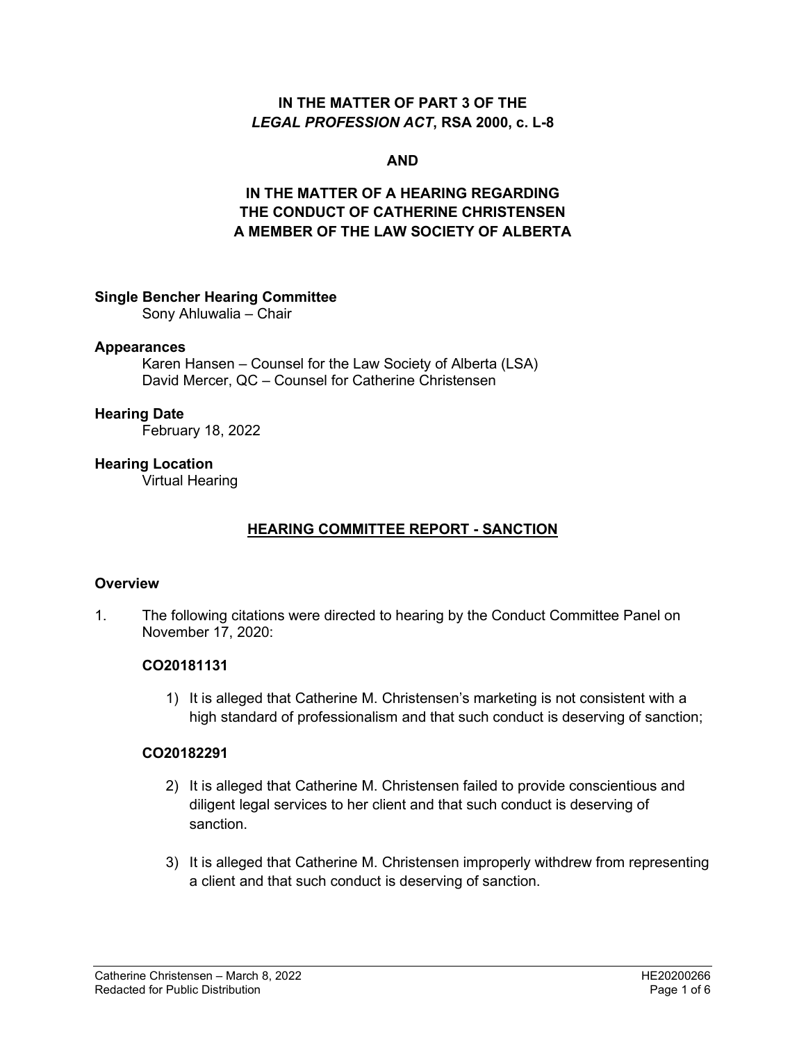**IN THE MATTER OF PART 3 OF THE *LEGAL PROFESSION ACT*, RSA 2000, c. L-8**

**AND**

**IN THE MATTER OF A HEARING REGARDING THE CONDUCT OF CATHERINE CHRISTENSEN A MEMBER OF THE LAW SOCIETY OF ALBERTA**

**Single Bencher Hearing Committee**
Sony Ahluwalia – Chair

**Appearances**
Karen Hansen – Counsel for the Law Society of Alberta (LSA)
David Mercer, QC – Counsel for Catherine Christensen

**Hearing Date**
February 18, 2022

**Hearing Location**
Virtual Hearing

## HEARING COMMITTEE REPORT - SANCTION

### Overview

1. The following citations were directed to hearing by the Conduct Committee Panel on November 17, 2020:

**CO20181131**

1) It is alleged that Catherine M. Christensen's marketing is not consistent with a high standard of professionalism and that such conduct is deserving of sanction;

**CO20182291**

2) It is alleged that Catherine M. Christensen failed to provide conscientious and diligent legal services to her client and that such conduct is deserving of sanction.

3) It is alleged that Catherine M. Christensen improperly withdrew from representing a client and that such conduct is deserving of sanction.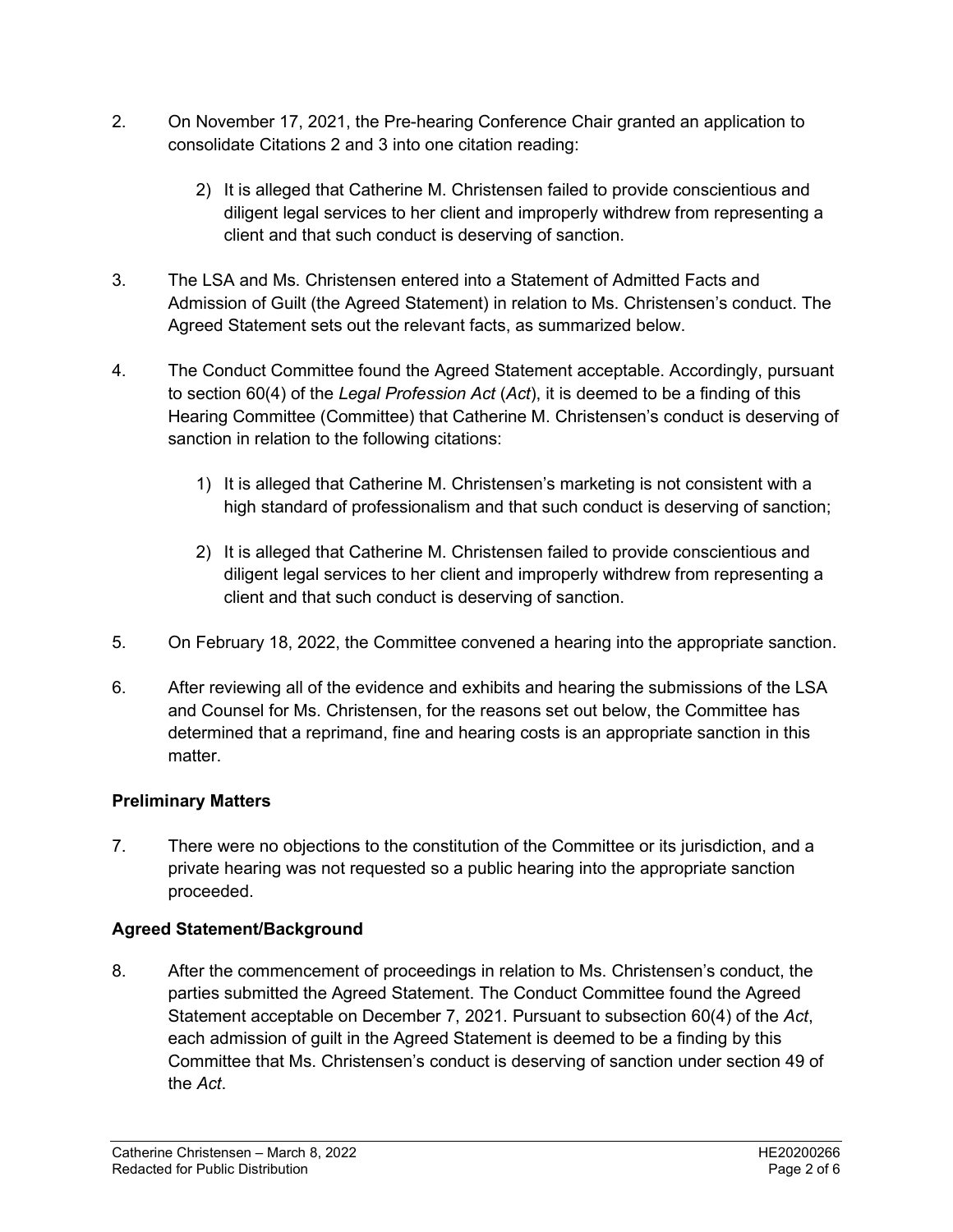2. On November 17, 2021, the Pre-hearing Conference Chair granted an application to consolidate Citations 2 and 3 into one citation reading:

   2) It is alleged that Catherine M. Christensen failed to provide conscientious and diligent legal services to her client and improperly withdrew from representing a client and that such conduct is deserving of sanction.

3. The LSA and Ms. Christensen entered into a Statement of Admitted Facts and Admission of Guilt (the Agreed Statement) in relation to Ms. Christensen's conduct. The Agreed Statement sets out the relevant facts, as summarized below.

4. The Conduct Committee found the Agreed Statement acceptable. Accordingly, pursuant to section 60(4) of the *Legal Profession Act* (*Act*), it is deemed to be a finding of this Hearing Committee (Committee) that Catherine M. Christensen's conduct is deserving of sanction in relation to the following citations:

   1) It is alleged that Catherine M. Christensen's marketing is not consistent with a high standard of professionalism and that such conduct is deserving of sanction;

   2) It is alleged that Catherine M. Christensen failed to provide conscientious and diligent legal services to her client and improperly withdrew from representing a client and that such conduct is deserving of sanction.

5. On February 18, 2022, the Committee convened a hearing into the appropriate sanction.

6. After reviewing all of the evidence and exhibits and hearing the submissions of the LSA and Counsel for Ms. Christensen, for the reasons set out below, the Committee has determined that a reprimand, fine and hearing costs is an appropriate sanction in this matter.

**Preliminary Matters**

7. There were no objections to the constitution of the Committee or its jurisdiction, and a private hearing was not requested so a public hearing into the appropriate sanction proceeded.

**Agreed Statement/Background**

8. After the commencement of proceedings in relation to Ms. Christensen's conduct, the parties submitted the Agreed Statement. The Conduct Committee found the Agreed Statement acceptable on December 7, 2021. Pursuant to subsection 60(4) of the *Act*, each admission of guilt in the Agreed Statement is deemed to be a finding by this Committee that Ms. Christensen's conduct is deserving of sanction under section 49 of the *Act*.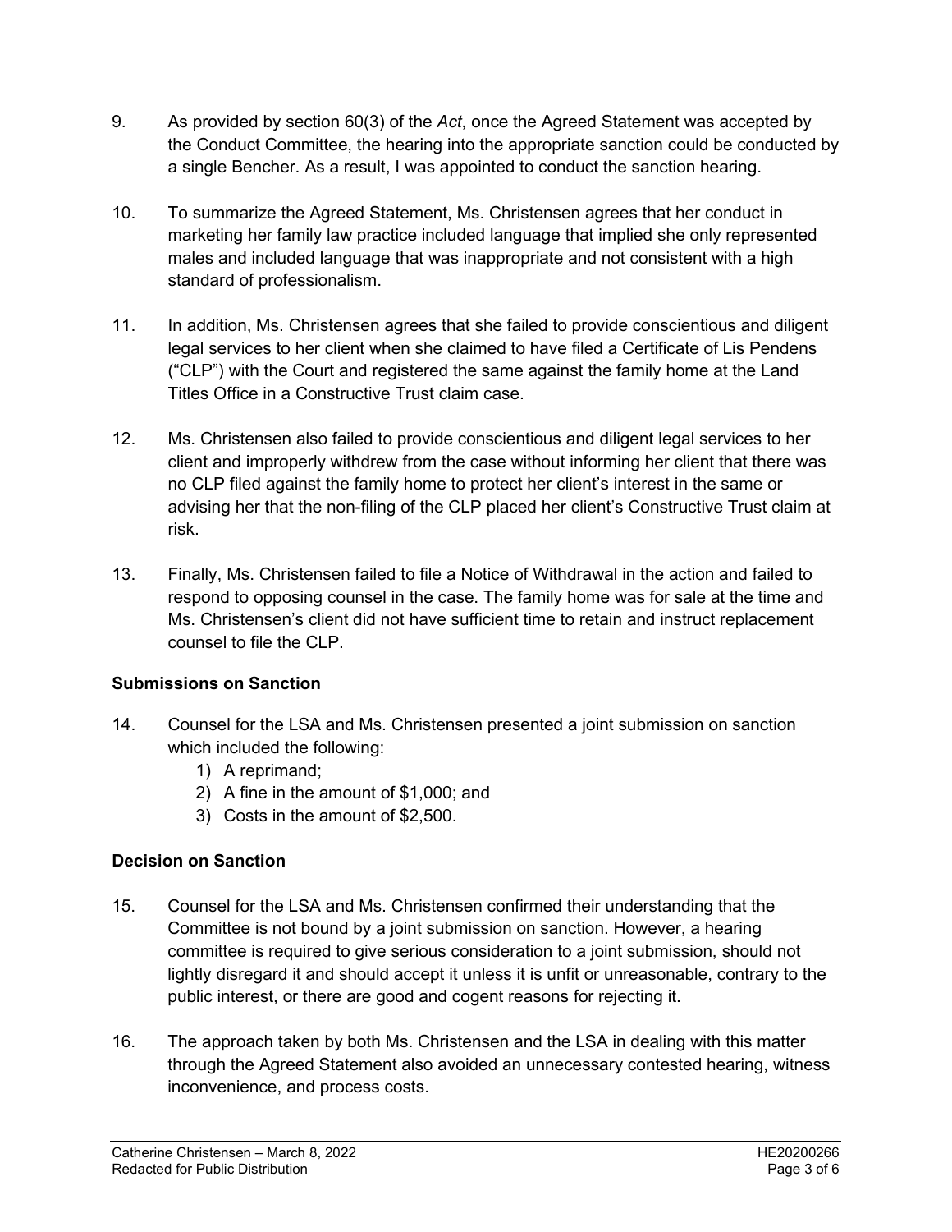9. As provided by section 60(3) of the *Act*, once the Agreed Statement was accepted by the Conduct Committee, the hearing into the appropriate sanction could be conducted by a single Bencher. As a result, I was appointed to conduct the sanction hearing.

10. To summarize the Agreed Statement, Ms. Christensen agrees that her conduct in marketing her family law practice included language that implied she only represented males and included language that was inappropriate and not consistent with a high standard of professionalism.

11. In addition, Ms. Christensen agrees that she failed to provide conscientious and diligent legal services to her client when she claimed to have filed a Certificate of Lis Pendens ("CLP") with the Court and registered the same against the family home at the Land Titles Office in a Constructive Trust claim case.

12. Ms. Christensen also failed to provide conscientious and diligent legal services to her client and improperly withdrew from the case without informing her client that there was no CLP filed against the family home to protect her client's interest in the same or advising her that the non-filing of the CLP placed her client's Constructive Trust claim at risk.

13. Finally, Ms. Christensen failed to file a Notice of Withdrawal in the action and failed to respond to opposing counsel in the case. The family home was for sale at the time and Ms. Christensen's client did not have sufficient time to retain and instruct replacement counsel to file the CLP.

## Submissions on Sanction

14. Counsel for the LSA and Ms. Christensen presented a joint submission on sanction which included the following:
    1) A reprimand;
    2) A fine in the amount of $1,000; and
    3) Costs in the amount of $2,500.

## Decision on Sanction

15. Counsel for the LSA and Ms. Christensen confirmed their understanding that the Committee is not bound by a joint submission on sanction. However, a hearing committee is required to give serious consideration to a joint submission, should not lightly disregard it and should accept it unless it is unfit or unreasonable, contrary to the public interest, or there are good and cogent reasons for rejecting it.

16. The approach taken by both Ms. Christensen and the LSA in dealing with this matter through the Agreed Statement also avoided an unnecessary contested hearing, witness inconvenience, and process costs.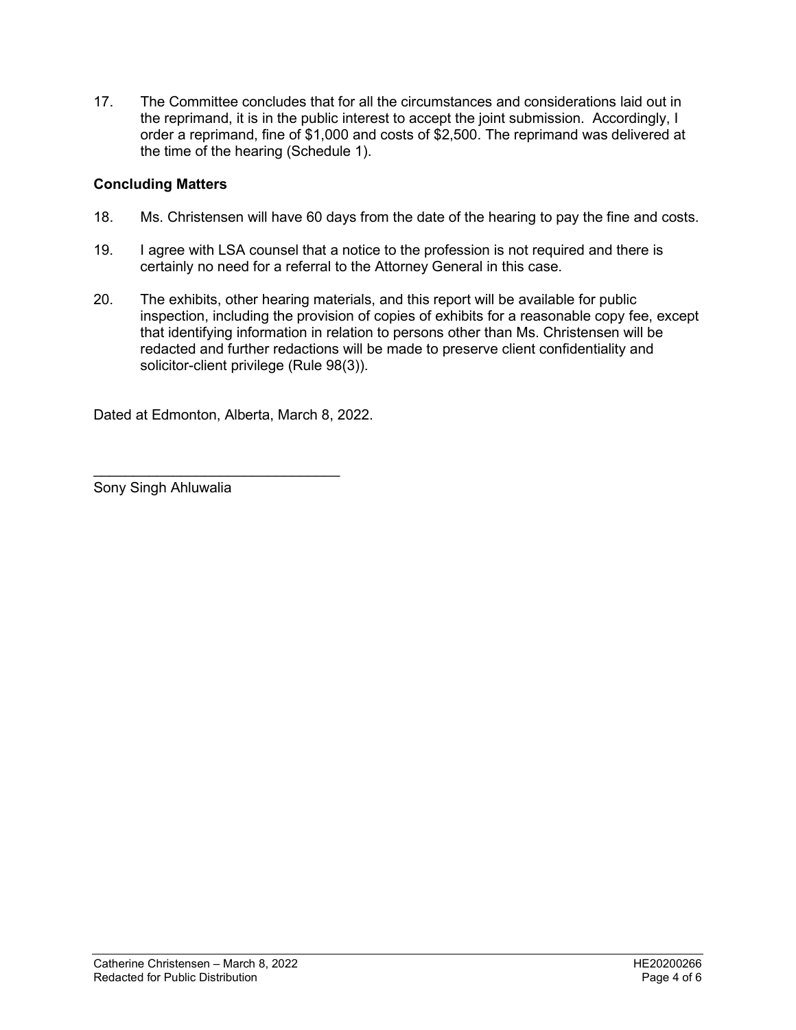17. The Committee concludes that for all the circumstances and considerations laid out in the reprimand, it is in the public interest to accept the joint submission. Accordingly, I order a reprimand, fine of $1,000 and costs of $2,500. The reprimand was delivered at the time of the hearing (Schedule 1).

**Concluding Matters**

18. Ms. Christensen will have 60 days from the date of the hearing to pay the fine and costs.

19. I agree with LSA counsel that a notice to the profession is not required and there is certainly no need for a referral to the Attorney General in this case.

20. The exhibits, other hearing materials, and this report will be available for public inspection, including the provision of copies of exhibits for a reasonable copy fee, except that identifying information in relation to persons other than Ms. Christensen will be redacted and further redactions will be made to preserve client confidentiality and solicitor-client privilege (Rule 98(3)).

Dated at Edmonton, Alberta, March 8, 2022.

\_\_\_\_\_\_\_\_\_\_\_\_\_\_\_\_\_\_\_\_\_\_\_\_\_\_\_\_\_\_\_\_

Sony Singh Ahluwalia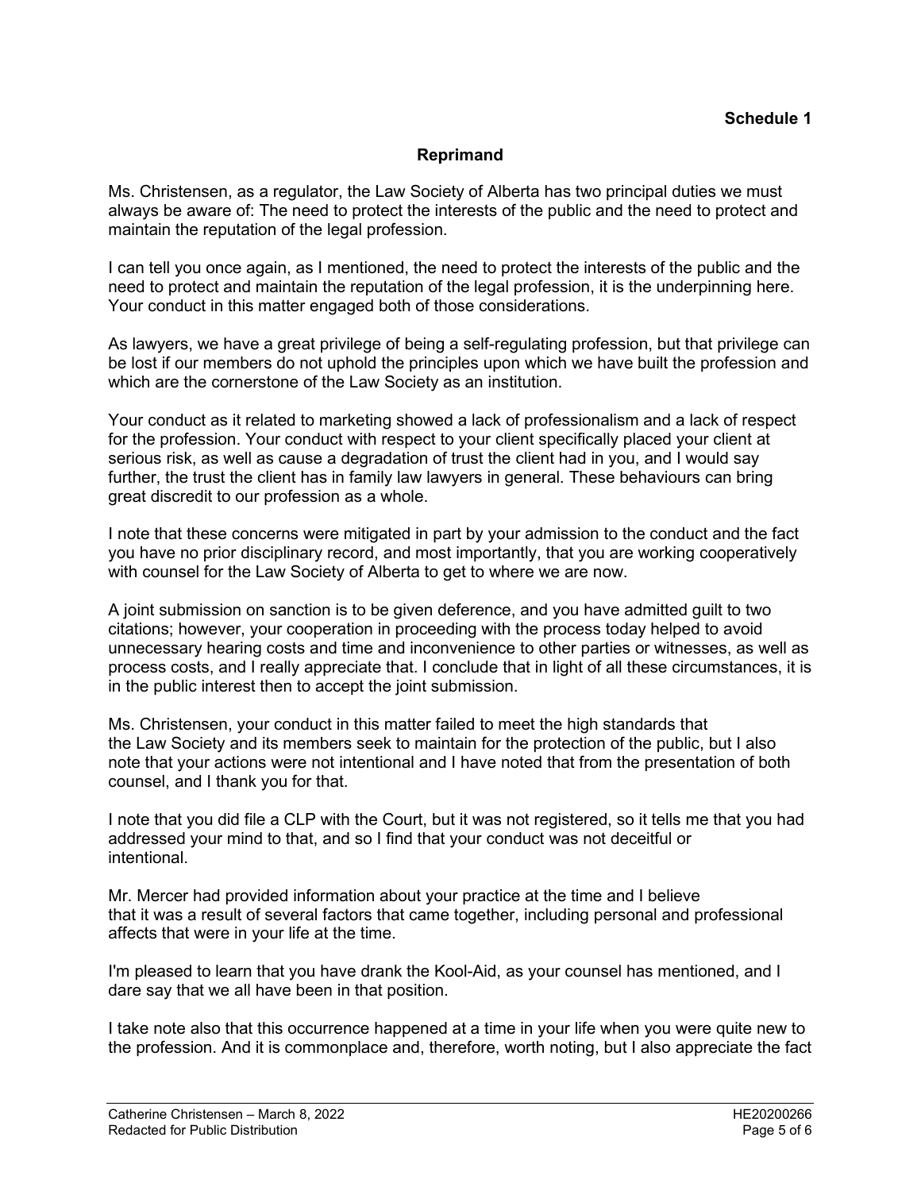**Schedule 1**

## Reprimand

Ms. Christensen, as a regulator, the Law Society of Alberta has two principal duties we must always be aware of: The need to protect the interests of the public and the need to protect and maintain the reputation of the legal profession.

I can tell you once again, as I mentioned, the need to protect the interests of the public and the need to protect and maintain the reputation of the legal profession, it is the underpinning here. Your conduct in this matter engaged both of those considerations.

As lawyers, we have a great privilege of being a self-regulating profession, but that privilege can be lost if our members do not uphold the principles upon which we have built the profession and which are the cornerstone of the Law Society as an institution.

Your conduct as it related to marketing showed a lack of professionalism and a lack of respect for the profession. Your conduct with respect to your client specifically placed your client at serious risk, as well as cause a degradation of trust the client had in you, and I would say further, the trust the client has in family law lawyers in general. These behaviours can bring great discredit to our profession as a whole.

I note that these concerns were mitigated in part by your admission to the conduct and the fact you have no prior disciplinary record, and most importantly, that you are working cooperatively with counsel for the Law Society of Alberta to get to where we are now.

A joint submission on sanction is to be given deference, and you have admitted guilt to two citations; however, your cooperation in proceeding with the process today helped to avoid unnecessary hearing costs and time and inconvenience to other parties or witnesses, as well as process costs, and I really appreciate that. I conclude that in light of all these circumstances, it is in the public interest then to accept the joint submission.

Ms. Christensen, your conduct in this matter failed to meet the high standards that the Law Society and its members seek to maintain for the protection of the public, but I also note that your actions were not intentional and I have noted that from the presentation of both counsel, and I thank you for that.

I note that you did file a CLP with the Court, but it was not registered, so it tells me that you had addressed your mind to that, and so I find that your conduct was not deceitful or intentional.

Mr. Mercer had provided information about your practice at the time and I believe that it was a result of several factors that came together, including personal and professional affects that were in your life at the time.

I'm pleased to learn that you have drank the Kool-Aid, as your counsel has mentioned, and I dare say that we all have been in that position.

I take note also that this occurrence happened at a time in your life when you were quite new to the profession. And it is commonplace and, therefore, worth noting, but I also appreciate the fact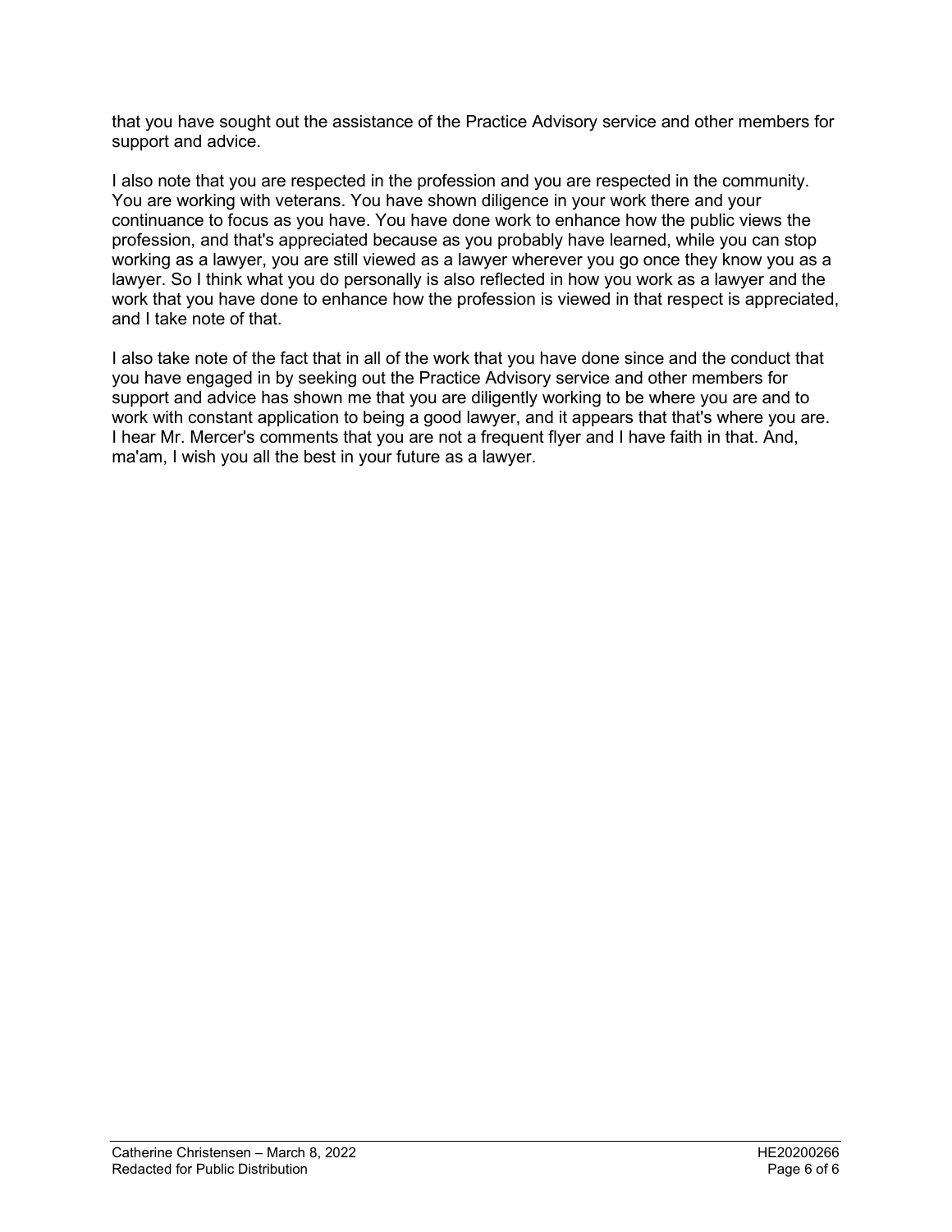that you have sought out the assistance of the Practice Advisory service and other members for support and advice.

I also note that you are respected in the profession and you are respected in the community. You are working with veterans. You have shown diligence in your work there and your continuance to focus as you have. You have done work to enhance how the public views the profession, and that's appreciated because as you probably have learned, while you can stop working as a lawyer, you are still viewed as a lawyer wherever you go once they know you as a lawyer. So I think what you do personally is also reflected in how you work as a lawyer and the work that you have done to enhance how the profession is viewed in that respect is appreciated, and I take note of that.

I also take note of the fact that in all of the work that you have done since and the conduct that you have engaged in by seeking out the Practice Advisory service and other members for support and advice has shown me that you are diligently working to be where you are and to work with constant application to being a good lawyer, and it appears that that's where you are. I hear Mr. Mercer's comments that you are not a frequent flyer and I have faith in that. And, ma'am, I wish you all the best in your future as a lawyer.